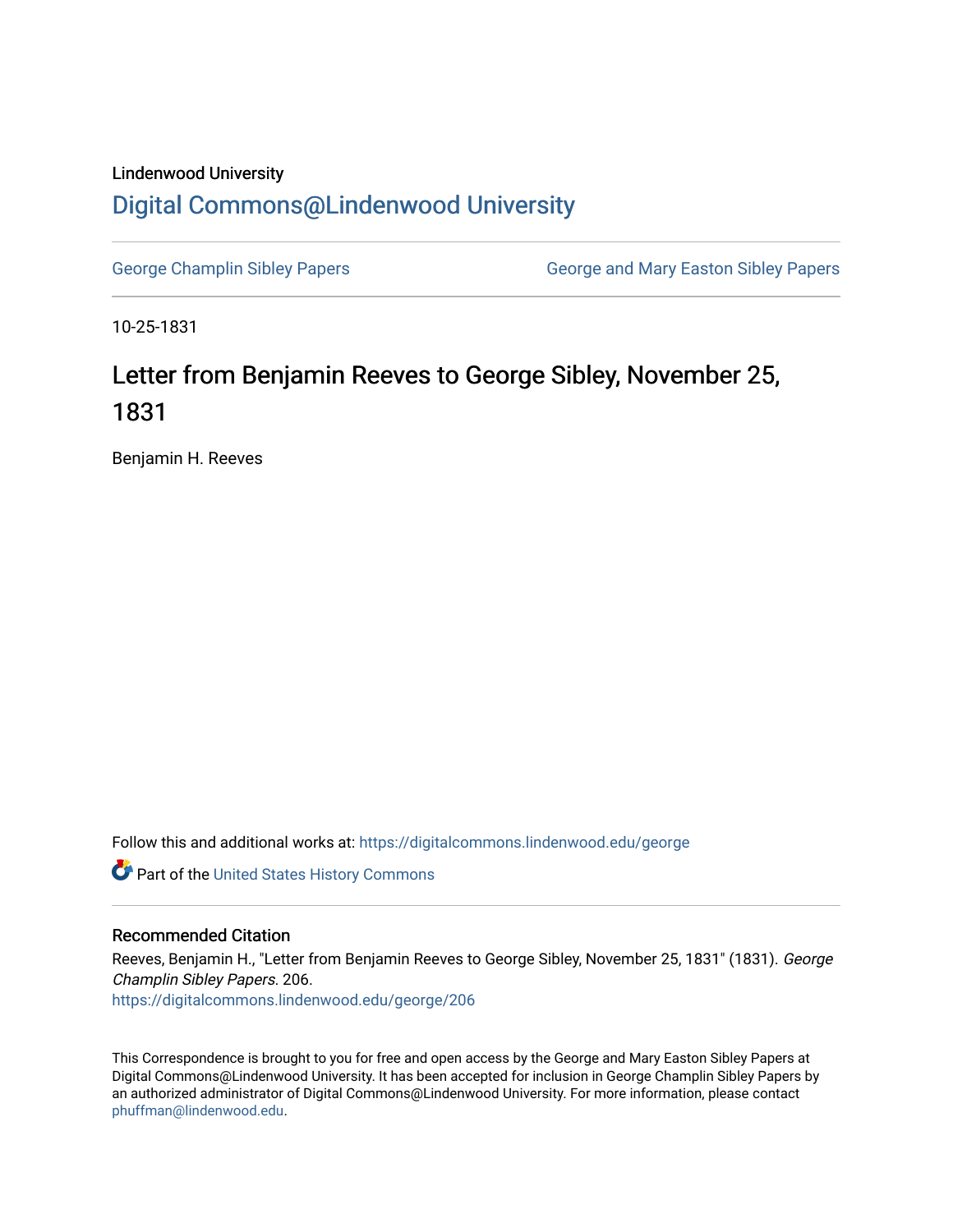Lindenwood University

# Digital Commons@Lindenwood University

George Champlin Sibley Papers

George and Mary Easton Sibley Papers

10-25-1831

## Letter from Benjamin Reeves to George Sibley, November 25, 1831

Benjamin H. Reeves

Follow this and additional works at: https://digitalcommons.lindenwood.edu/george

Part of the United States History Commons

### Recommended Citation

Reeves, Benjamin H., "Letter from Benjamin Reeves to George Sibley, November 25, 1831" (1831). *George Champlin Sibley Papers*. 206.
https://digitalcommons.lindenwood.edu/george/206

This Correspondence is brought to you for free and open access by the George and Mary Easton Sibley Papers at Digital Commons@Lindenwood University. It has been accepted for inclusion in George Champlin Sibley Papers by an authorized administrator of Digital Commons@Lindenwood University. For more information, please contact phuffman@lindenwood.edu.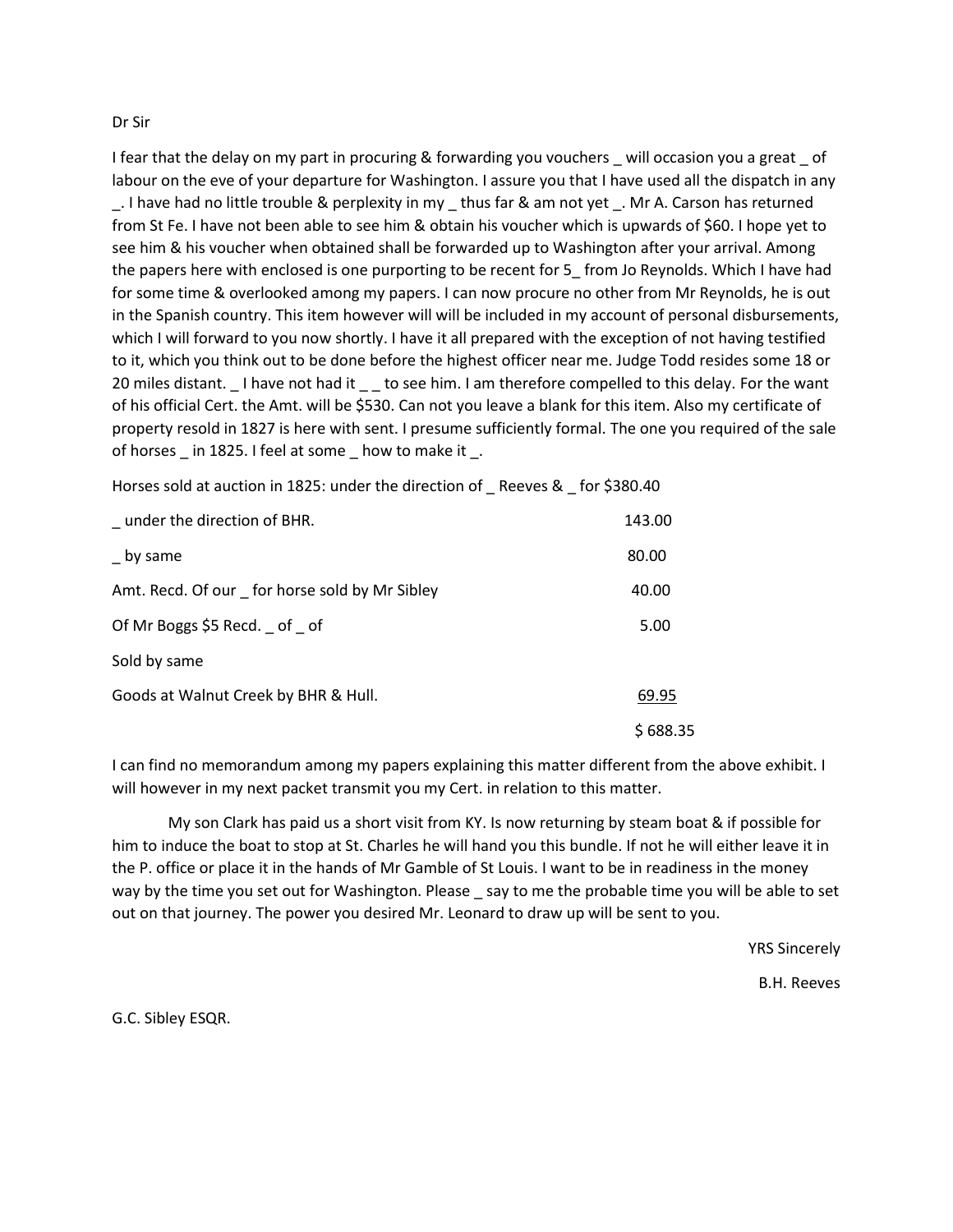Dr Sir

I fear that the delay on my part in procuring & forwarding you vouchers _ will occasion you a great _ of labour on the eve of your departure for Washington. I assure you that I have used all the dispatch in any _. I have had no little trouble & perplexity in my _ thus far & am not yet _. Mr A. Carson has returned from St Fe. I have not been able to see him & obtain his voucher which is upwards of $60. I hope yet to see him & his voucher when obtained shall be forwarded up to Washington after your arrival. Among the papers here with enclosed is one purporting to be recent for 5_ from Jo Reynolds. Which I have had for some time & overlooked among my papers. I can now procure no other from Mr Reynolds, he is out in the Spanish country. This item however will will be included in my account of personal disbursements, which I will forward to you now shortly. I have it all prepared with the exception of not having testified to it, which you think out to be done before the highest officer near me. Judge Todd resides some 18 or 20 miles distant. _ I have not had it _ _ to see him. I am therefore compelled to this delay. For the want of his official Cert. the Amt. will be $530. Can not you leave a blank for this item. Also my certificate of property resold in 1827 is here with sent. I presume sufficiently formal. The one you required of the sale of horses _ in 1825. I feel at some _ how to make it _.

Horses sold at auction in 1825: under the direction of _ Reeves & _ for $380.40

| | |
|---|---|
| _ under the direction of BHR. | 143.00 |
| _ by same | 80.00 |
| Amt. Recd. Of our _ for horse sold by Mr Sibley | 40.00 |
| Of Mr Boggs $5 Recd. _ of _ of | 5.00 |
| Sold by same | |
| Goods at Walnut Creek by BHR & Hull. | 69.95 |
| | $ 688.35 |

I can find no memorandum among my papers explaining this matter different from the above exhibit. I will however in my next packet transmit you my Cert. in relation to this matter.

My son Clark has paid us a short visit from KY. Is now returning by steam boat & if possible for him to induce the boat to stop at St. Charles he will hand you this bundle. If not he will either leave it in the P. office or place it in the hands of Mr Gamble of St Louis. I want to be in readiness in the money way by the time you set out for Washington. Please _ say to me the probable time you will be able to set out on that journey. The power you desired Mr. Leonard to draw up will be sent to you.

YRS Sincerely

B.H. Reeves

G.C. Sibley ESQR.